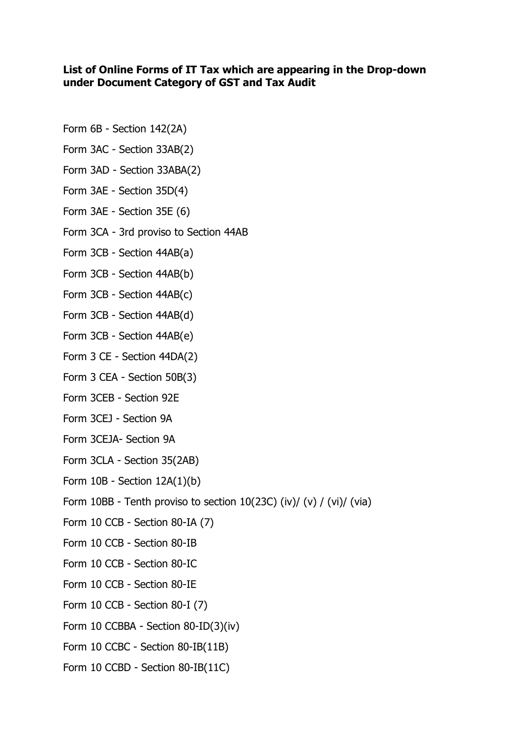**List of Online Forms of IT Tax which are appearing in the Drop-down under Document Category of GST and Tax Audit**

Form 6B - Section 142(2A)

Form 3AC - Section 33AB(2)

Form 3AD - Section 33ABA(2)

Form 3AE - Section 35D(4)

Form 3AE - Section 35E (6)

Form 3CA - 3rd proviso to Section 44AB

Form 3CB - Section 44AB(a)

Form 3CB - Section 44AB(b)

Form 3CB - Section 44AB(c)

Form 3CB - Section 44AB(d)

Form 3CB - Section 44AB(e)

Form 3 CE - Section 44DA(2)

Form 3 CEA - Section 50B(3)

Form 3CEB - Section 92E

Form 3CEJ - Section 9A

Form 3CEJA- Section 9A

Form 3CLA - Section 35(2AB)

Form 10B - Section 12A(1)(b)

Form 10BB - Tenth proviso to section 10(23C) (iv)/ (v) / (vi)/ (via)

Form 10 CCB - Section 80-IA (7)

Form 10 CCB - Section 80-IB

Form 10 CCB - Section 80-IC

Form 10 CCB - Section 80-IE

Form 10 CCB - Section 80-I (7)

Form 10 CCBBA - Section 80-ID(3)(iv)

Form 10 CCBC - Section 80-IB(11B)

Form 10 CCBD - Section 80-IB(11C)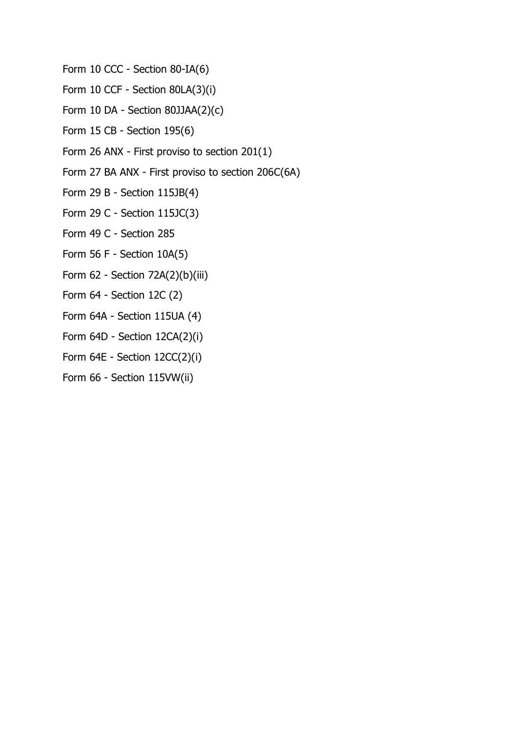Form 10 CCC - Section 80-IA(6)

Form 10 CCF - Section 80LA(3)(i)

Form 10 DA - Section 80JJAA(2)(c)

Form 15 CB - Section 195(6)

Form 26 ANX - First proviso to section 201(1)

Form 27 BA ANX - First proviso to section 206C(6A)

Form 29 B - Section 115JB(4)

Form 29 C - Section 115JC(3)

Form 49 C - Section 285

Form 56 F - Section 10A(5)

Form 62 - Section 72A(2)(b)(iii)

Form 64 - Section 12C (2)

Form 64A - Section 115UA (4)

Form 64D - Section 12CA(2)(i)

Form 64E - Section 12CC(2)(i)

Form 66 - Section 115VW(ii)